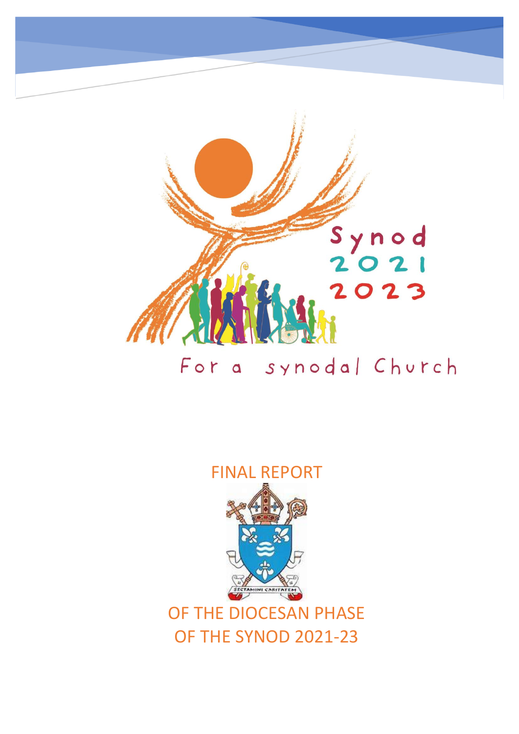Synod 2021 2023

For a synodal Church

# FINAL REPORT

SECTAMINI CARITATEM

# OF THE DIOCESAN PHASE OF THE SYNOD 2021-23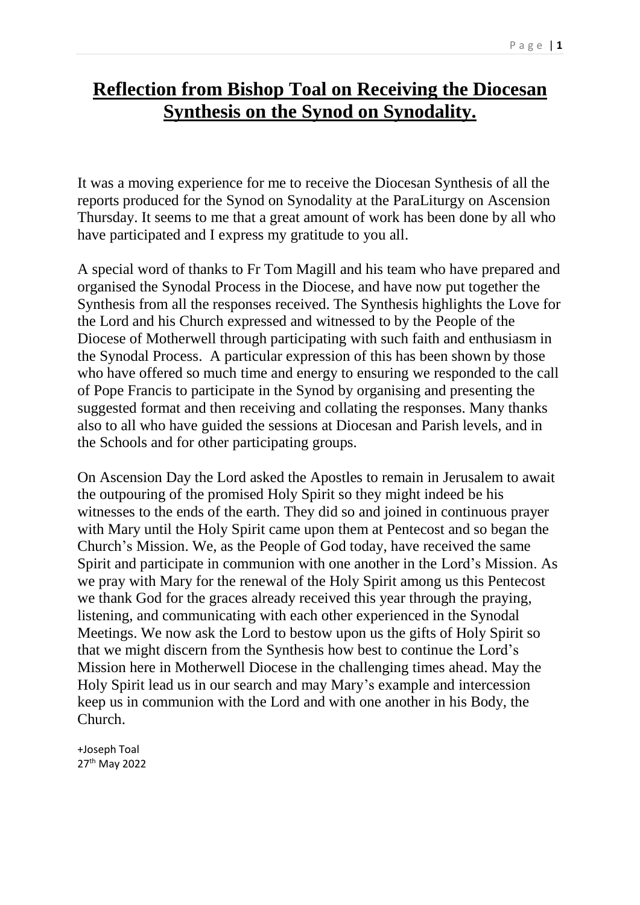# Reflection from Bishop Toal on Receiving the Diocesan Synthesis on the Synod on Synodality.

It was a moving experience for me to receive the Diocesan Synthesis of all the reports produced for the Synod on Synodality at the ParaLiturgy on Ascension Thursday. It seems to me that a great amount of work has been done by all who have participated and I express my gratitude to you all.

A special word of thanks to Fr Tom Magill and his team who have prepared and organised the Synodal Process in the Diocese, and have now put together the Synthesis from all the responses received. The Synthesis highlights the Love for the Lord and his Church expressed and witnessed to by the People of the Diocese of Motherwell through participating with such faith and enthusiasm in the Synodal Process. A particular expression of this has been shown by those who have offered so much time and energy to ensuring we responded to the call of Pope Francis to participate in the Synod by organising and presenting the suggested format and then receiving and collating the responses. Many thanks also to all who have guided the sessions at Diocesan and Parish levels, and in the Schools and for other participating groups.

On Ascension Day the Lord asked the Apostles to remain in Jerusalem to await the outpouring of the promised Holy Spirit so they might indeed be his witnesses to the ends of the earth. They did so and joined in continuous prayer with Mary until the Holy Spirit came upon them at Pentecost and so began the Church's Mission. We, as the People of God today, have received the same Spirit and participate in communion with one another in the Lord's Mission. As we pray with Mary for the renewal of the Holy Spirit among us this Pentecost we thank God for the graces already received this year through the praying, listening, and communicating with each other experienced in the Synodal Meetings. We now ask the Lord to bestow upon us the gifts of Holy Spirit so that we might discern from the Synthesis how best to continue the Lord's Mission here in Motherwell Diocese in the challenging times ahead. May the Holy Spirit lead us in our search and may Mary's example and intercession keep us in communion with the Lord and with one another in his Body, the Church.

+Joseph Toal
27th May 2022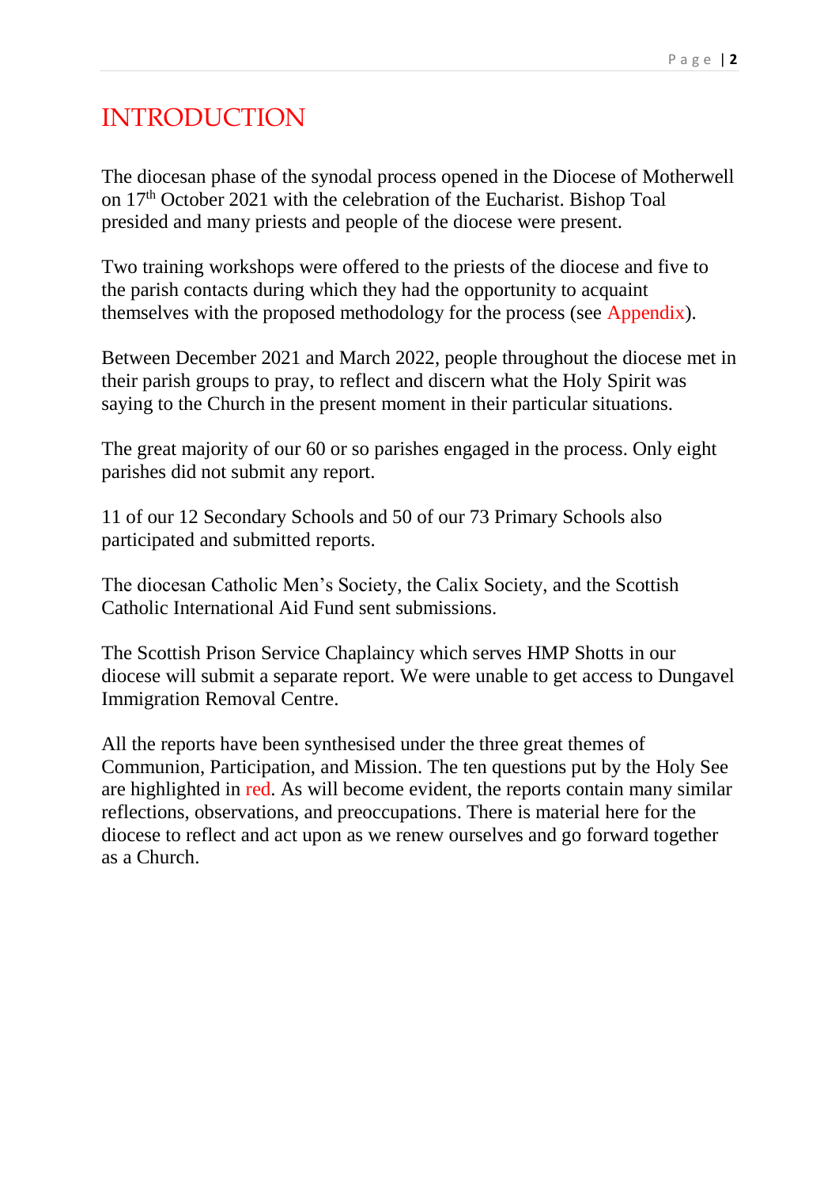# INTRODUCTION

The diocesan phase of the synodal process opened in the Diocese of Motherwell on 17th October 2021 with the celebration of the Eucharist. Bishop Toal presided and many priests and people of the diocese were present.

Two training workshops were offered to the priests of the diocese and five to the parish contacts during which they had the opportunity to acquaint themselves with the proposed methodology for the process (see Appendix).

Between December 2021 and March 2022, people throughout the diocese met in their parish groups to pray, to reflect and discern what the Holy Spirit was saying to the Church in the present moment in their particular situations.

The great majority of our 60 or so parishes engaged in the process. Only eight parishes did not submit any report.

11 of our 12 Secondary Schools and 50 of our 73 Primary Schools also participated and submitted reports.

The diocesan Catholic Men's Society, the Calix Society, and the Scottish Catholic International Aid Fund sent submissions.

The Scottish Prison Service Chaplaincy which serves HMP Shotts in our diocese will submit a separate report. We were unable to get access to Dungavel Immigration Removal Centre.

All the reports have been synthesised under the three great themes of Communion, Participation, and Mission. The ten questions put by the Holy See are highlighted in red. As will become evident, the reports contain many similar reflections, observations, and preoccupations. There is material here for the diocese to reflect and act upon as we renew ourselves and go forward together as a Church.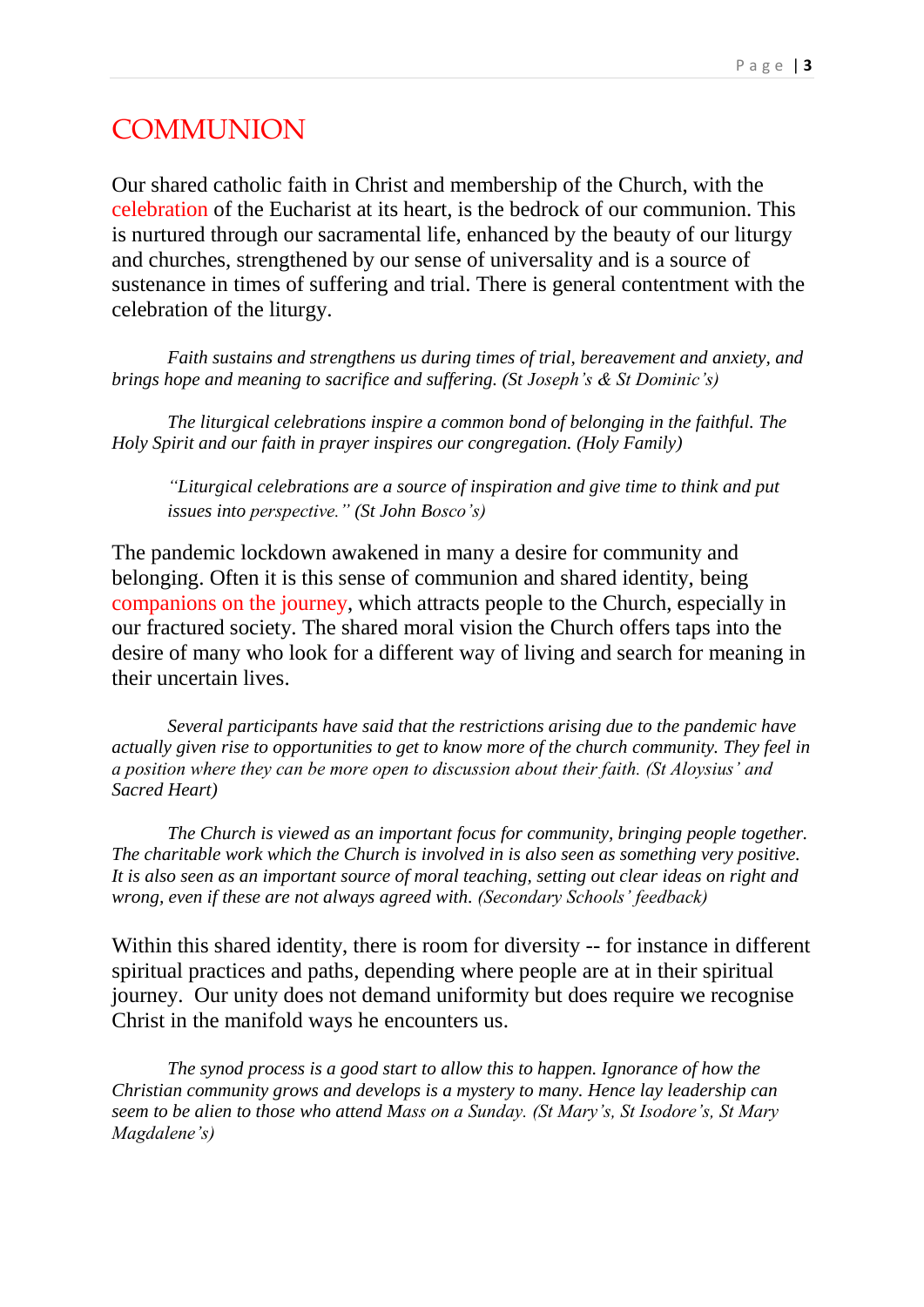# COMMUNION

Our shared catholic faith in Christ and membership of the Church, with the celebration of the Eucharist at its heart, is the bedrock of our communion. This is nurtured through our sacramental life, enhanced by the beauty of our liturgy and churches, strengthened by our sense of universality and is a source of sustenance in times of suffering and trial. There is general contentment with the celebration of the liturgy.

*Faith sustains and strengthens us during times of trial, bereavement and anxiety, and brings hope and meaning to sacrifice and suffering. (St Joseph's & St Dominic's)*

*The liturgical celebrations inspire a common bond of belonging in the faithful. The Holy Spirit and our faith in prayer inspires our congregation. (Holy Family)*

> *"Liturgical celebrations are a source of inspiration and give time to think and put issues into perspective." (St John Bosco's)*

The pandemic lockdown awakened in many a desire for community and belonging. Often it is this sense of communion and shared identity, being companions on the journey, which attracts people to the Church, especially in our fractured society. The shared moral vision the Church offers taps into the desire of many who look for a different way of living and search for meaning in their uncertain lives.

*Several participants have said that the restrictions arising due to the pandemic have actually given rise to opportunities to get to know more of the church community. They feel in a position where they can be more open to discussion about their faith. (St Aloysius' and Sacred Heart)*

*The Church is viewed as an important focus for community, bringing people together. The charitable work which the Church is involved in is also seen as something very positive. It is also seen as an important source of moral teaching, setting out clear ideas on right and wrong, even if these are not always agreed with. (Secondary Schools' feedback)*

Within this shared identity, there is room for diversity -- for instance in different spiritual practices and paths, depending where people are at in their spiritual journey. Our unity does not demand uniformity but does require we recognise Christ in the manifold ways he encounters us.

*The synod process is a good start to allow this to happen. Ignorance of how the Christian community grows and develops is a mystery to many. Hence lay leadership can seem to be alien to those who attend Mass on a Sunday. (St Mary's, St Isodore's, St Mary Magdalene's)*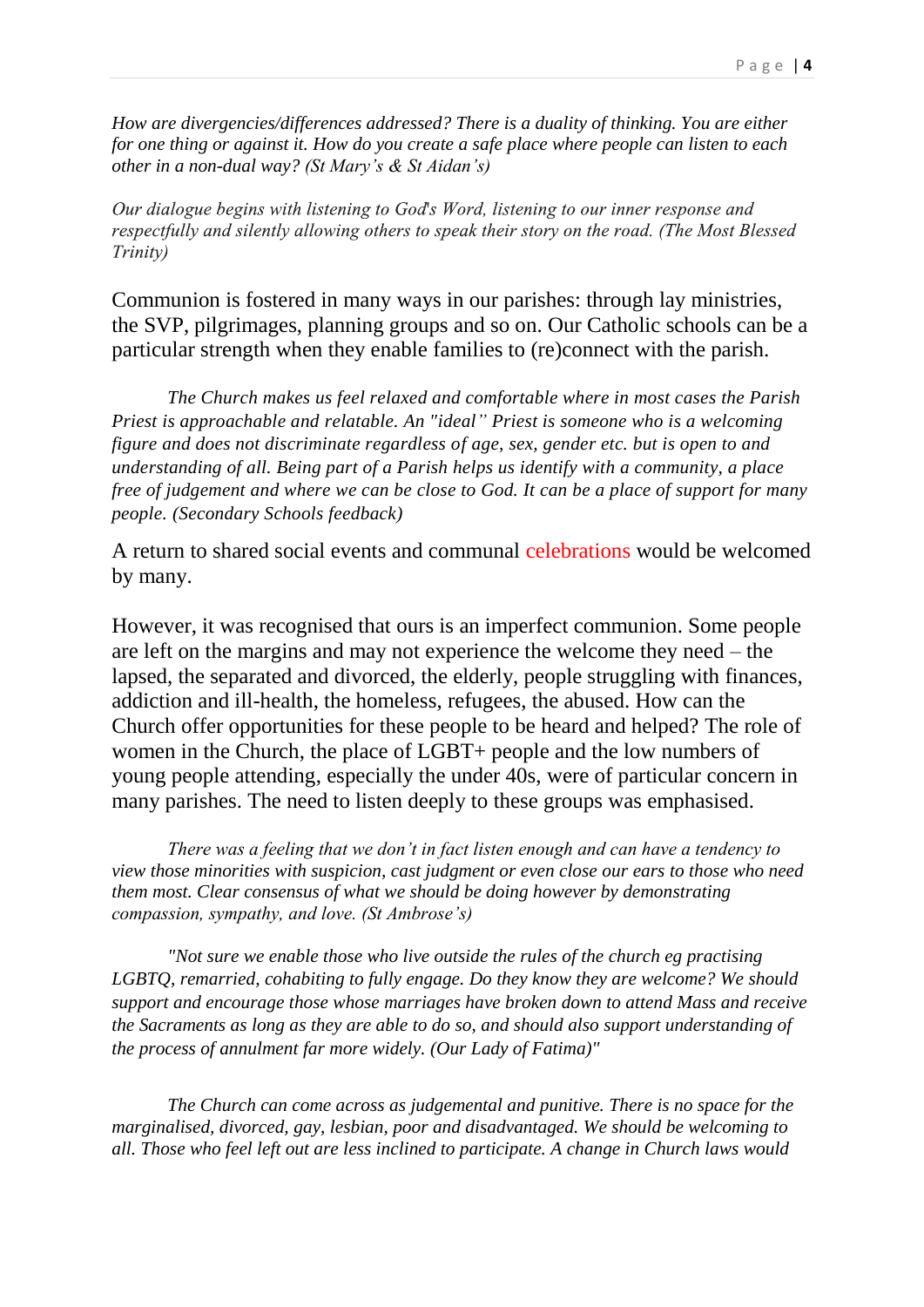*How are divergencies/differences addressed? There is a duality of thinking. You are either for one thing or against it. How do you create a safe place where people can listen to each other in a non-dual way? (St Mary's & St Aidan's)*

*Our dialogue begins with listening to God's Word, listening to our inner response and respectfully and silently allowing others to speak their story on the road. (The Most Blessed Trinity)*

Communion is fostered in many ways in our parishes: through lay ministries, the SVP, pilgrimages, planning groups and so on. Our Catholic schools can be a particular strength when they enable families to (re)connect with the parish.

*The Church makes us feel relaxed and comfortable where in most cases the Parish Priest is approachable and relatable. An "ideal" Priest is someone who is a welcoming figure and does not discriminate regardless of age, sex, gender etc. but is open to and understanding of all. Being part of a Parish helps us identify with a community, a place free of judgement and where we can be close to God. It can be a place of support for many people. (Secondary Schools feedback)*

A return to shared social events and communal celebrations would be welcomed by many.

However, it was recognised that ours is an imperfect communion. Some people are left on the margins and may not experience the welcome they need – the lapsed, the separated and divorced, the elderly, people struggling with finances, addiction and ill-health, the homeless, refugees, the abused. How can the Church offer opportunities for these people to be heard and helped? The role of women in the Church, the place of LGBT+ people and the low numbers of young people attending, especially the under 40s, were of particular concern in many parishes. The need to listen deeply to these groups was emphasised.

*There was a feeling that we don't in fact listen enough and can have a tendency to view those minorities with suspicion, cast judgment or even close our ears to those who need them most. Clear consensus of what we should be doing however by demonstrating compassion, sympathy, and love. (St Ambrose's)*

*"Not sure we enable those who live outside the rules of the church eg practising LGBTQ, remarried, cohabiting to fully engage. Do they know they are welcome? We should support and encourage those whose marriages have broken down to attend Mass and receive the Sacraments as long as they are able to do so, and should also support understanding of the process of annulment far more widely. (Our Lady of Fatima)"*

*The Church can come across as judgemental and punitive. There is no space for the marginalised, divorced, gay, lesbian, poor and disadvantaged. We should be welcoming to all. Those who feel left out are less inclined to participate. A change in Church laws would*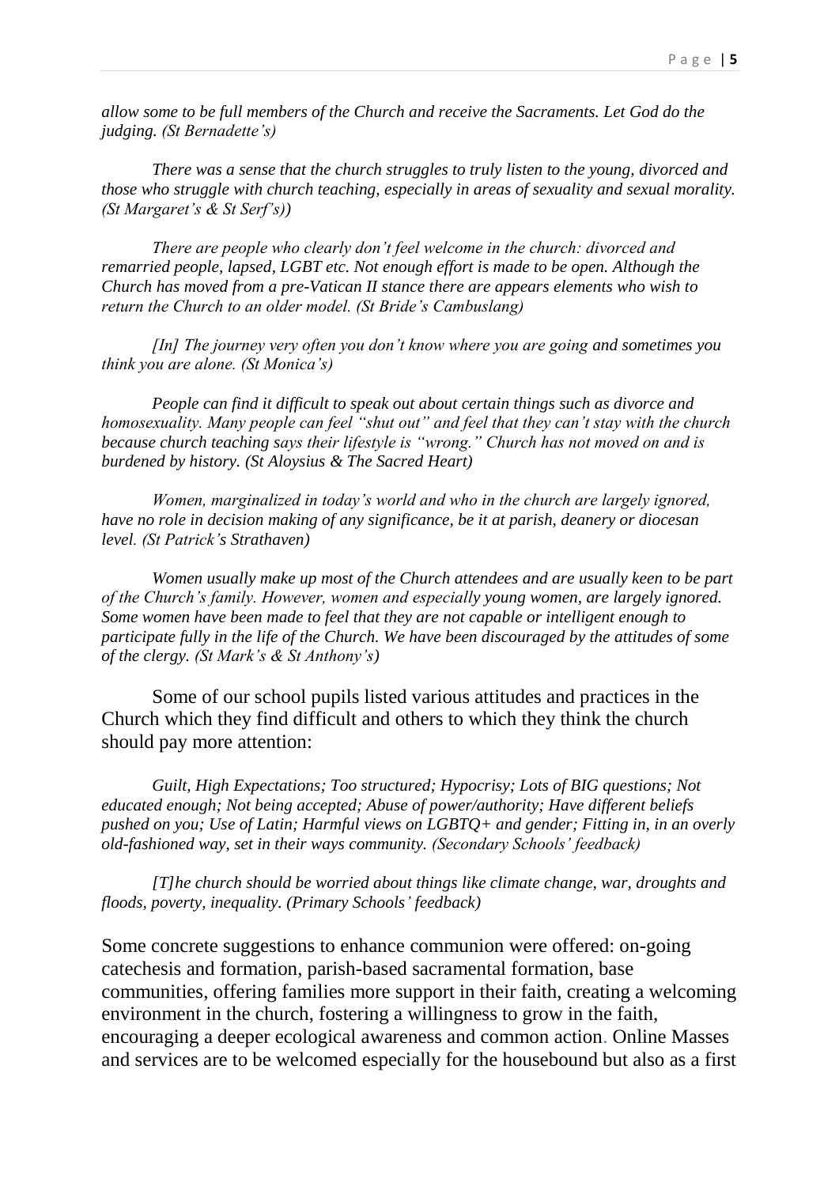*allow some to be full members of the Church and receive the Sacraments. Let God do the judging. (St Bernadette's)*

*There was a sense that the church struggles to truly listen to the young, divorced and those who struggle with church teaching, especially in areas of sexuality and sexual morality. (St Margaret's & St Serf's))*

*There are people who clearly don't feel welcome in the church: divorced and remarried people, lapsed, LGBT etc. Not enough effort is made to be open. Although the Church has moved from a pre-Vatican II stance there are appears elements who wish to return the Church to an older model. (St Bride's Cambuslang)*

*[In] The journey very often you don't know where you are going and sometimes you think you are alone. (St Monica's)*

*People can find it difficult to speak out about certain things such as divorce and homosexuality. Many people can feel "shut out" and feel that they can't stay with the church because church teaching says their lifestyle is "wrong." Church has not moved on and is burdened by history. (St Aloysius & The Sacred Heart)*

*Women, marginalized in today's world and who in the church are largely ignored, have no role in decision making of any significance, be it at parish, deanery or diocesan level. (St Patrick's Strathaven)*

*Women usually make up most of the Church attendees and are usually keen to be part of the Church's family. However, women and especially young women, are largely ignored. Some women have been made to feel that they are not capable or intelligent enough to participate fully in the life of the Church. We have been discouraged by the attitudes of some of the clergy. (St Mark's & St Anthony's)*

Some of our school pupils listed various attitudes and practices in the Church which they find difficult and others to which they think the church should pay more attention:

*Guilt, High Expectations; Too structured; Hypocrisy; Lots of BIG questions; Not educated enough; Not being accepted; Abuse of power/authority; Have different beliefs pushed on you; Use of Latin; Harmful views on LGBTQ+ and gender; Fitting in, in an overly old-fashioned way, set in their ways community. (Secondary Schools' feedback)*

*[T]he church should be worried about things like climate change, war, droughts and floods, poverty, inequality. (Primary Schools' feedback)*

Some concrete suggestions to enhance communion were offered: on-going catechesis and formation, parish-based sacramental formation, base communities, offering families more support in their faith, creating a welcoming environment in the church, fostering a willingness to grow in the faith, encouraging a deeper ecological awareness and common action. Online Masses and services are to be welcomed especially for the housebound but also as a first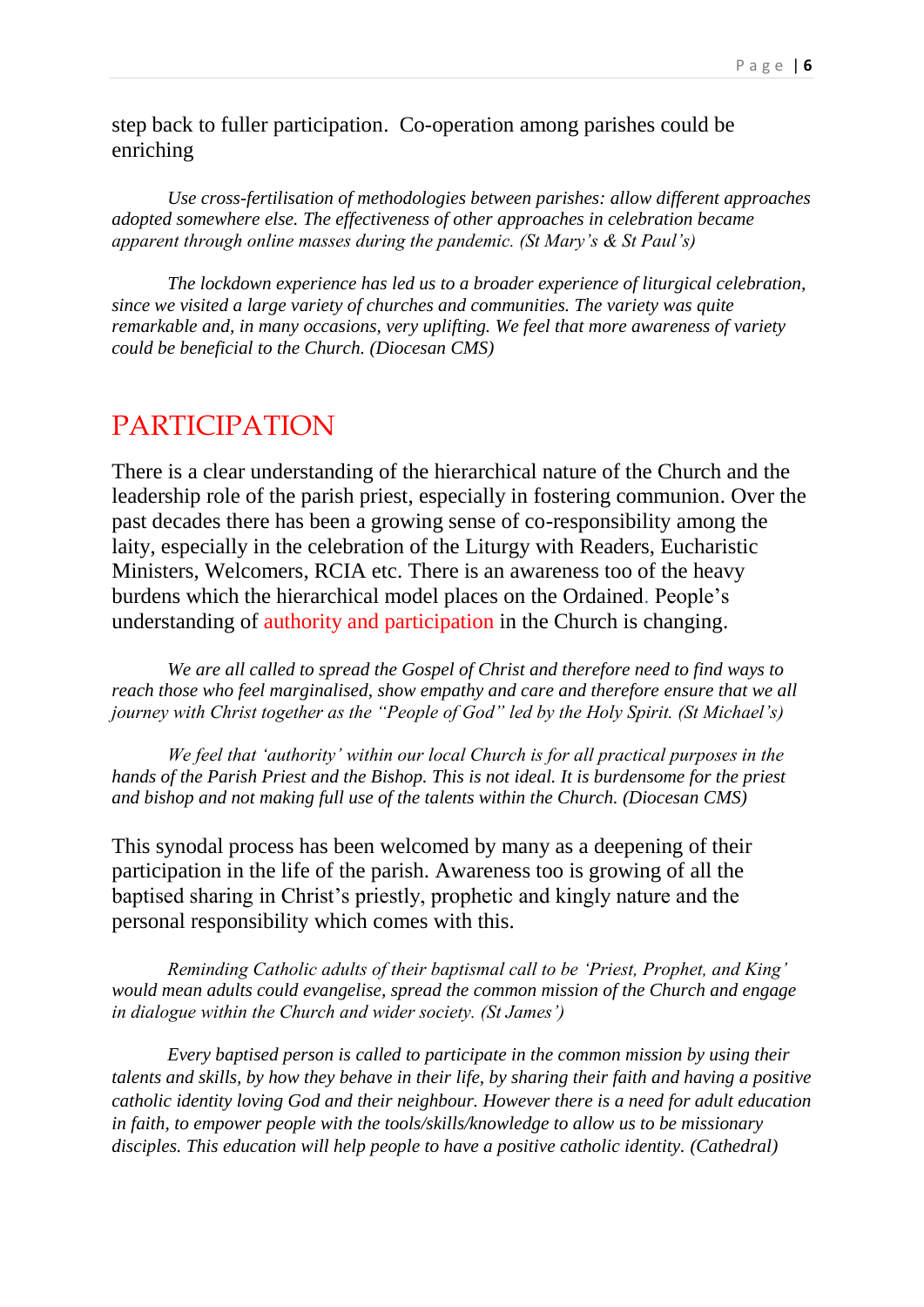step back to fuller participation. Co-operation among parishes could be enriching

*Use cross-fertilisation of methodologies between parishes: allow different approaches adopted somewhere else. The effectiveness of other approaches in celebration became apparent through online masses during the pandemic. (St Mary's & St Paul's)*

*The lockdown experience has led us to a broader experience of liturgical celebration, since we visited a large variety of churches and communities. The variety was quite remarkable and, in many occasions, very uplifting. We feel that more awareness of variety could be beneficial to the Church. (Diocesan CMS)*

## PARTICIPATION

There is a clear understanding of the hierarchical nature of the Church and the leadership role of the parish priest, especially in fostering communion. Over the past decades there has been a growing sense of co-responsibility among the laity, especially in the celebration of the Liturgy with Readers, Eucharistic Ministers, Welcomers, RCIA etc. There is an awareness too of the heavy burdens which the hierarchical model places on the Ordained. People's understanding of authority and participation in the Church is changing.

*We are all called to spread the Gospel of Christ and therefore need to find ways to reach those who feel marginalised, show empathy and care and therefore ensure that we all journey with Christ together as the "People of God" led by the Holy Spirit. (St Michael's)*

*We feel that 'authority' within our local Church is for all practical purposes in the hands of the Parish Priest and the Bishop. This is not ideal. It is burdensome for the priest and bishop and not making full use of the talents within the Church. (Diocesan CMS)*

This synodal process has been welcomed by many as a deepening of their participation in the life of the parish. Awareness too is growing of all the baptised sharing in Christ's priestly, prophetic and kingly nature and the personal responsibility which comes with this.

*Reminding Catholic adults of their baptismal call to be 'Priest, Prophet, and King' would mean adults could evangelise, spread the common mission of the Church and engage in dialogue within the Church and wider society. (St James')*

*Every baptised person is called to participate in the common mission by using their talents and skills, by how they behave in their life, by sharing their faith and having a positive catholic identity loving God and their neighbour. However there is a need for adult education in faith, to empower people with the tools/skills/knowledge to allow us to be missionary disciples. This education will help people to have a positive catholic identity. (Cathedral)*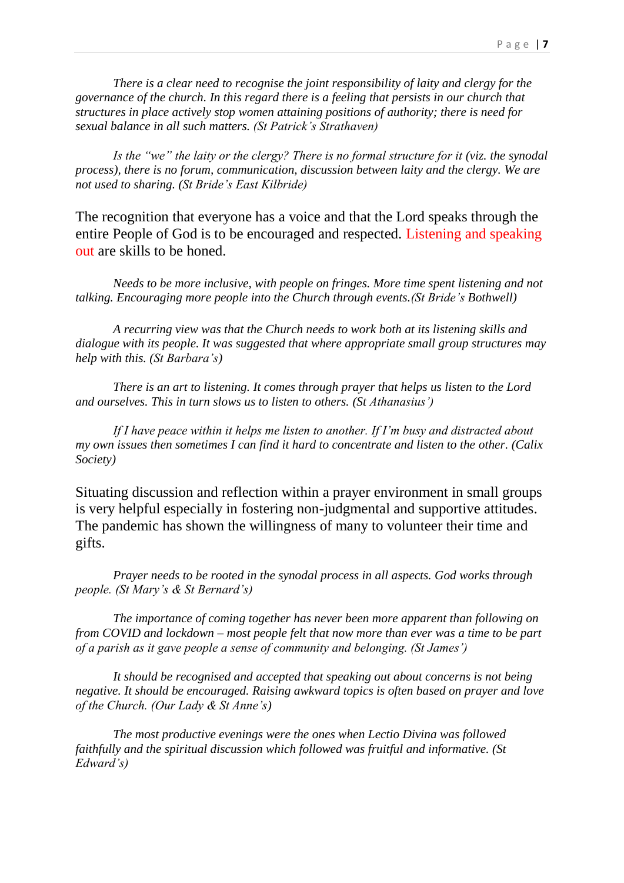*There is a clear need to recognise the joint responsibility of laity and clergy for the governance of the church. In this regard there is a feeling that persists in our church that structures in place actively stop women attaining positions of authority; there is need for sexual balance in all such matters. (St Patrick's Strathaven)*

*Is the "we" the laity or the clergy? There is no formal structure for it (viz. the synodal process), there is no forum, communication, discussion between laity and the clergy. We are not used to sharing. (St Bride's East Kilbride)*

The recognition that everyone has a voice and that the Lord speaks through the entire People of God is to be encouraged and respected. Listening and speaking out are skills to be honed.

*Needs to be more inclusive, with people on fringes. More time spent listening and not talking. Encouraging more people into the Church through events.(St Bride's Bothwell)*

*A recurring view was that the Church needs to work both at its listening skills and dialogue with its people. It was suggested that where appropriate small group structures may help with this. (St Barbara's)*

*There is an art to listening. It comes through prayer that helps us listen to the Lord and ourselves. This in turn slows us to listen to others. (St Athanasius')*

*If I have peace within it helps me listen to another. If I'm busy and distracted about my own issues then sometimes I can find it hard to concentrate and listen to the other. (Calix Society)*

Situating discussion and reflection within a prayer environment in small groups is very helpful especially in fostering non-judgmental and supportive attitudes. The pandemic has shown the willingness of many to volunteer their time and gifts.

*Prayer needs to be rooted in the synodal process in all aspects. God works through people. (St Mary's & St Bernard's)*

*The importance of coming together has never been more apparent than following on from COVID and lockdown – most people felt that now more than ever was a time to be part of a parish as it gave people a sense of community and belonging. (St James')*

*It should be recognised and accepted that speaking out about concerns is not being negative. It should be encouraged. Raising awkward topics is often based on prayer and love of the Church. (Our Lady & St Anne's)*

*The most productive evenings were the ones when Lectio Divina was followed faithfully and the spiritual discussion which followed was fruitful and informative. (St Edward's)*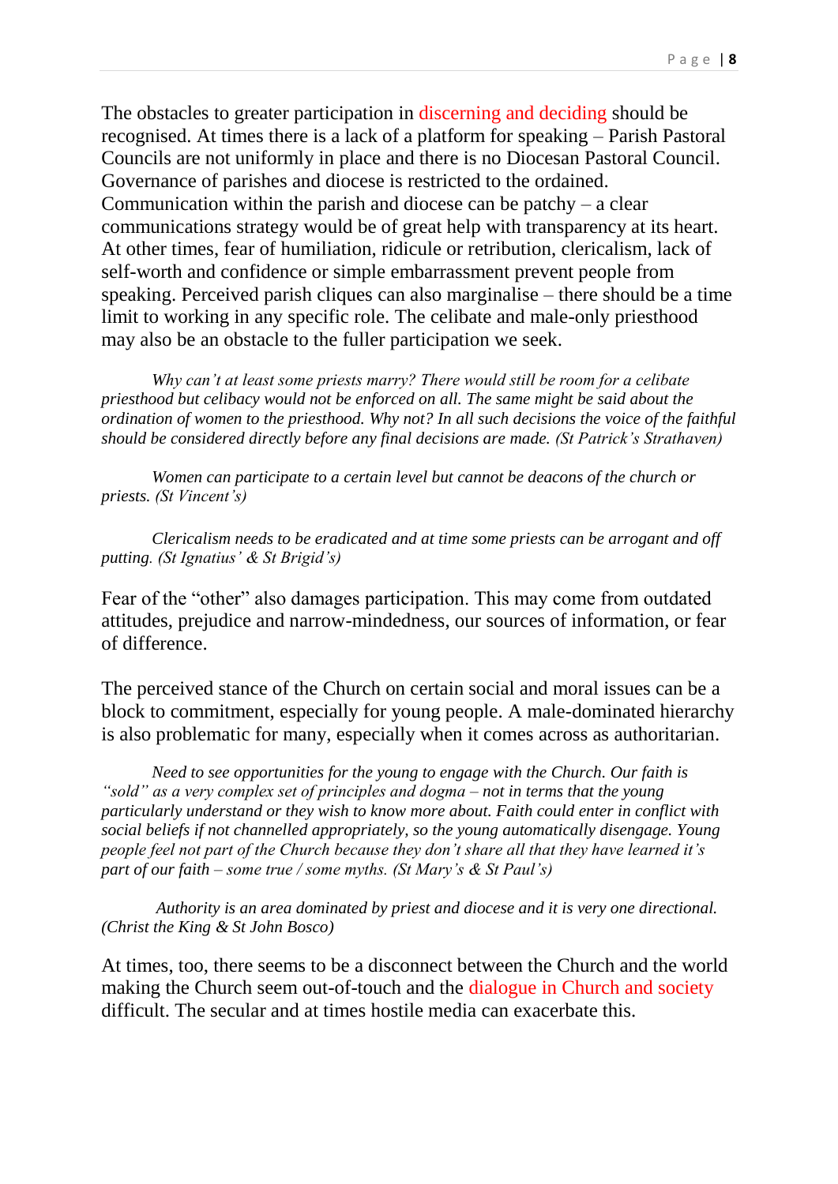The obstacles to greater participation in discerning and deciding should be recognised. At times there is a lack of a platform for speaking – Parish Pastoral Councils are not uniformly in place and there is no Diocesan Pastoral Council. Governance of parishes and diocese is restricted to the ordained. Communication within the parish and diocese can be patchy – a clear communications strategy would be of great help with transparency at its heart. At other times, fear of humiliation, ridicule or retribution, clericalism, lack of self-worth and confidence or simple embarrassment prevent people from speaking. Perceived parish cliques can also marginalise – there should be a time limit to working in any specific role. The celibate and male-only priesthood may also be an obstacle to the fuller participation we seek.

*Why can't at least some priests marry? There would still be room for a celibate priesthood but celibacy would not be enforced on all. The same might be said about the ordination of women to the priesthood. Why not? In all such decisions the voice of the faithful should be considered directly before any final decisions are made. (St Patrick's Strathaven)*

*Women can participate to a certain level but cannot be deacons of the church or priests. (St Vincent's)*

*Clericalism needs to be eradicated and at time some priests can be arrogant and off putting. (St Ignatius' & St Brigid's)*

Fear of the "other" also damages participation. This may come from outdated attitudes, prejudice and narrow-mindedness, our sources of information, or fear of difference.

The perceived stance of the Church on certain social and moral issues can be a block to commitment, especially for young people. A male-dominated hierarchy is also problematic for many, especially when it comes across as authoritarian.

*Need to see opportunities for the young to engage with the Church. Our faith is "sold" as a very complex set of principles and dogma – not in terms that the young particularly understand or they wish to know more about. Faith could enter in conflict with social beliefs if not channelled appropriately, so the young automatically disengage. Young people feel not part of the Church because they don't share all that they have learned it's part of our faith – some true / some myths. (St Mary's & St Paul's)*

*Authority is an area dominated by priest and diocese and it is very one directional. (Christ the King & St John Bosco)*

At times, too, there seems to be a disconnect between the Church and the world making the Church seem out-of-touch and the dialogue in Church and society difficult. The secular and at times hostile media can exacerbate this.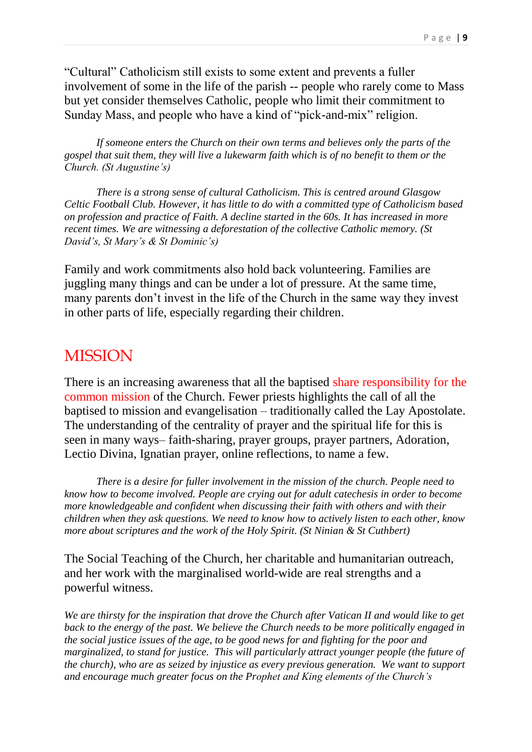"Cultural" Catholicism still exists to some extent and prevents a fuller involvement of some in the life of the parish -- people who rarely come to Mass but yet consider themselves Catholic, people who limit their commitment to Sunday Mass, and people who have a kind of "pick-and-mix" religion.

*If someone enters the Church on their own terms and believes only the parts of the gospel that suit them, they will live a lukewarm faith which is of no benefit to them or the Church. (St Augustine's)*

*There is a strong sense of cultural Catholicism. This is centred around Glasgow Celtic Football Club. However, it has little to do with a committed type of Catholicism based on profession and practice of Faith. A decline started in the 60s. It has increased in more recent times. We are witnessing a deforestation of the collective Catholic memory. (St David's, St Mary's & St Dominic's)*

Family and work commitments also hold back volunteering. Families are juggling many things and can be under a lot of pressure. At the same time, many parents don't invest in the life of the Church in the same way they invest in other parts of life, especially regarding their children.

## MISSION

There is an increasing awareness that all the baptised share responsibility for the common mission of the Church. Fewer priests highlights the call of all the baptised to mission and evangelisation – traditionally called the Lay Apostolate. The understanding of the centrality of prayer and the spiritual life for this is seen in many ways– faith-sharing, prayer groups, prayer partners, Adoration, Lectio Divina, Ignatian prayer, online reflections, to name a few.

*There is a desire for fuller involvement in the mission of the church. People need to know how to become involved. People are crying out for adult catechesis in order to become more knowledgeable and confident when discussing their faith with others and with their children when they ask questions. We need to know how to actively listen to each other, know more about scriptures and the work of the Holy Spirit. (St Ninian & St Cuthbert)*

The Social Teaching of the Church, her charitable and humanitarian outreach, and her work with the marginalised world-wide are real strengths and a powerful witness.

*We are thirsty for the inspiration that drove the Church after Vatican II and would like to get back to the energy of the past. We believe the Church needs to be more politically engaged in the social justice issues of the age, to be good news for and fighting for the poor and marginalized, to stand for justice. This will particularly attract younger people (the future of the church), who are as seized by injustice as every previous generation. We want to support and encourage much greater focus on the Prophet and King elements of the Church's*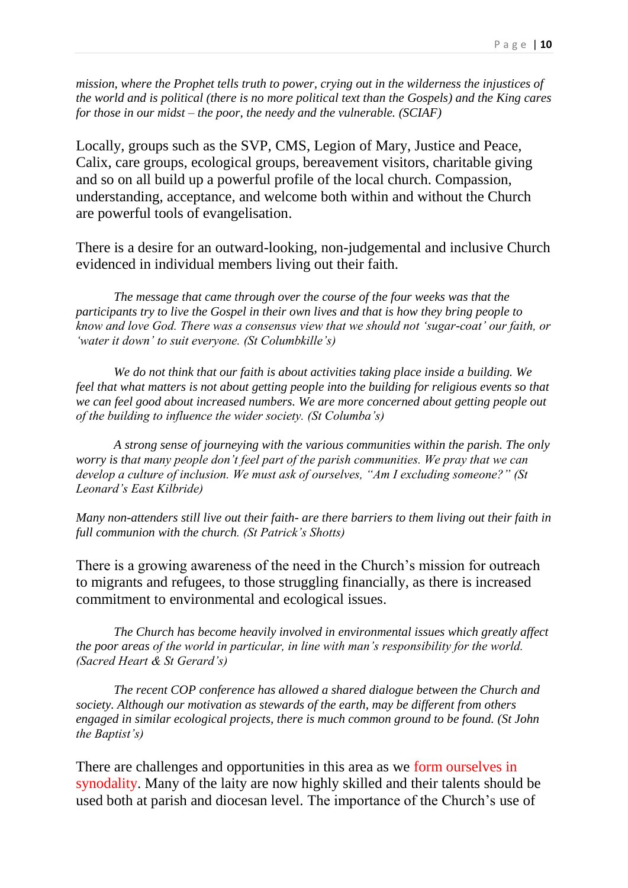*mission, where the Prophet tells truth to power, crying out in the wilderness the injustices of the world and is political (there is no more political text than the Gospels) and the King cares for those in our midst – the poor, the needy and the vulnerable. (SCIAF)*

Locally, groups such as the SVP, CMS, Legion of Mary, Justice and Peace, Calix, care groups, ecological groups, bereavement visitors, charitable giving and so on all build up a powerful profile of the local church. Compassion, understanding, acceptance, and welcome both within and without the Church are powerful tools of evangelisation.

There is a desire for an outward-looking, non-judgemental and inclusive Church evidenced in individual members living out their faith.

*The message that came through over the course of the four weeks was that the participants try to live the Gospel in their own lives and that is how they bring people to know and love God. There was a consensus view that we should not 'sugar-coat' our faith, or 'water it down' to suit everyone. (St Columbkille's)*

*We do not think that our faith is about activities taking place inside a building. We feel that what matters is not about getting people into the building for religious events so that we can feel good about increased numbers. We are more concerned about getting people out of the building to influence the wider society. (St Columba's)*

*A strong sense of journeying with the various communities within the parish. The only worry is that many people don't feel part of the parish communities. We pray that we can develop a culture of inclusion. We must ask of ourselves, "Am I excluding someone?" (St Leonard's East Kilbride)*

*Many non-attenders still live out their faith- are there barriers to them living out their faith in full communion with the church. (St Patrick's Shotts)*

There is a growing awareness of the need in the Church's mission for outreach to migrants and refugees, to those struggling financially, as there is increased commitment to environmental and ecological issues.

*The Church has become heavily involved in environmental issues which greatly affect the poor areas of the world in particular, in line with man's responsibility for the world. (Sacred Heart & St Gerard's)*

*The recent COP conference has allowed a shared dialogue between the Church and society. Although our motivation as stewards of the earth, may be different from others engaged in similar ecological projects, there is much common ground to be found. (St John the Baptist's)*

There are challenges and opportunities in this area as we form ourselves in synodality. Many of the laity are now highly skilled and their talents should be used both at parish and diocesan level. The importance of the Church's use of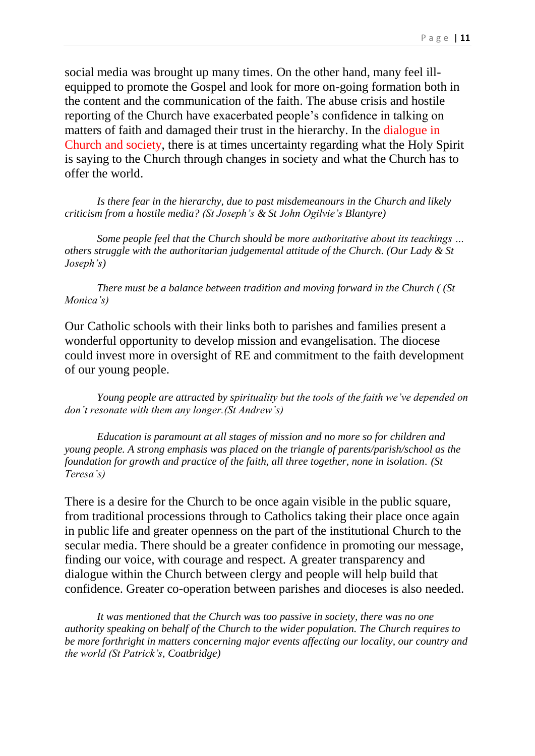social media was brought up many times. On the other hand, many feel ill-equipped to promote the Gospel and look for more on-going formation both in the content and the communication of the faith. The abuse crisis and hostile reporting of the Church have exacerbated people's confidence in talking on matters of faith and damaged their trust in the hierarchy. In the dialogue in Church and society, there is at times uncertainty regarding what the Holy Spirit is saying to the Church through changes in society and what the Church has to offer the world.

> *Is there fear in the hierarchy, due to past misdemeanours in the Church and likely criticism from a hostile media? (St Joseph's & St John Ogilvie's Blantyre)*

> *Some people feel that the Church should be more authoritative about its teachings … others struggle with the authoritarian judgemental attitude of the Church. (Our Lady & St Joseph's)*

> *There must be a balance between tradition and moving forward in the Church ( (St Monica's)*

Our Catholic schools with their links both to parishes and families present a wonderful opportunity to develop mission and evangelisation. The diocese could invest more in oversight of RE and commitment to the faith development of our young people.

> *Young people are attracted by spirituality but the tools of the faith we've depended on don't resonate with them any longer.(St Andrew's)*

> *Education is paramount at all stages of mission and no more so for children and young people. A strong emphasis was placed on the triangle of parents/parish/school as the foundation for growth and practice of the faith, all three together, none in isolation. (St Teresa's)*

There is a desire for the Church to be once again visible in the public square, from traditional processions through to Catholics taking their place once again in public life and greater openness on the part of the institutional Church to the secular media. There should be a greater confidence in promoting our message, finding our voice, with courage and respect. A greater transparency and dialogue within the Church between clergy and people will help build that confidence. Greater co-operation between parishes and dioceses is also needed.

> *It was mentioned that the Church was too passive in society, there was no one authority speaking on behalf of the Church to the wider population. The Church requires to be more forthright in matters concerning major events affecting our locality, our country and the world (St Patrick's, Coatbridge)*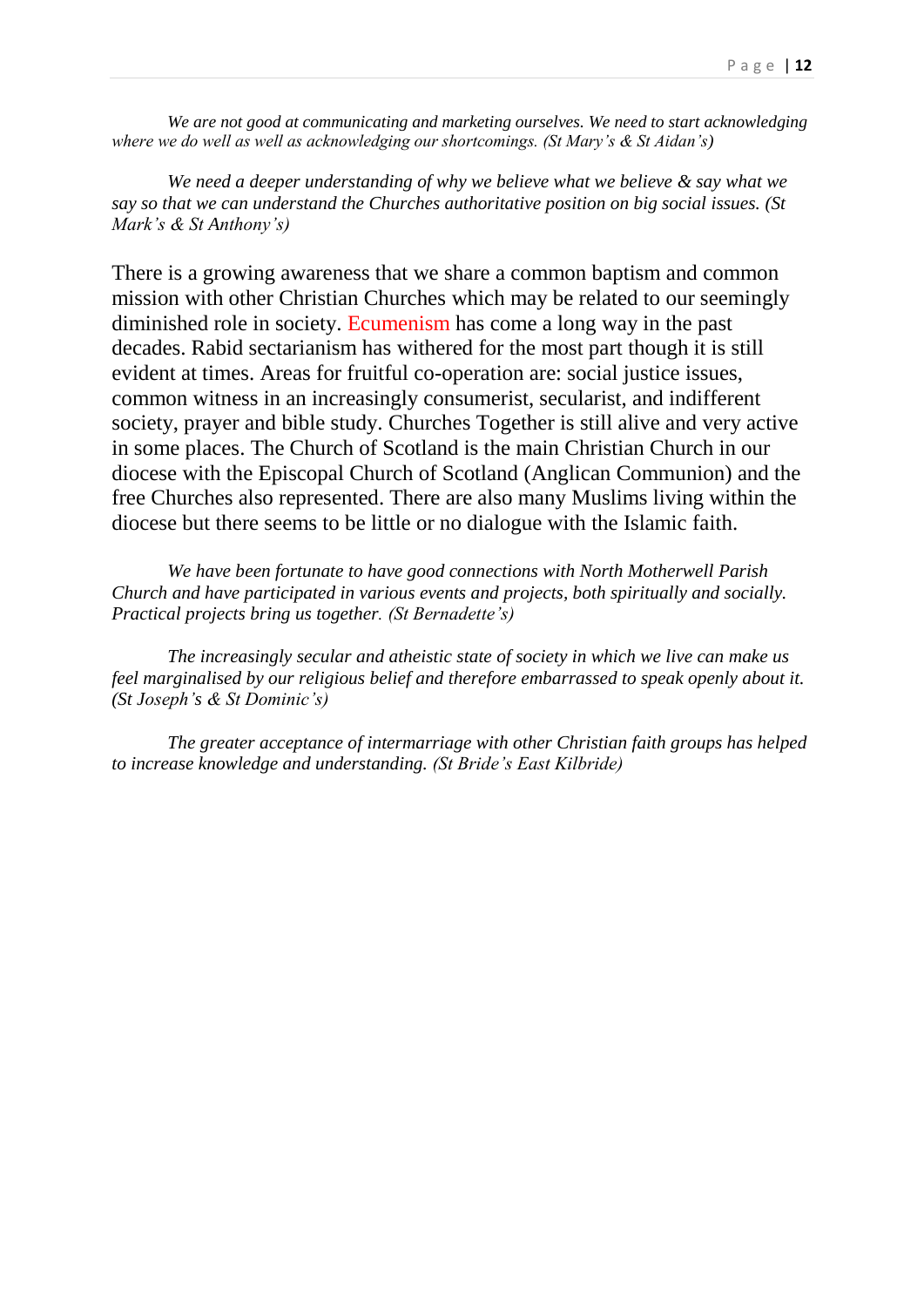*We are not good at communicating and marketing ourselves. We need to start acknowledging where we do well as well as acknowledging our shortcomings. (St Mary's & St Aidan's)*

*We need a deeper understanding of why we believe what we believe & say what we say so that we can understand the Churches authoritative position on big social issues. (St Mark's & St Anthony's)*

There is a growing awareness that we share a common baptism and common mission with other Christian Churches which may be related to our seemingly diminished role in society. Ecumenism has come a long way in the past decades. Rabid sectarianism has withered for the most part though it is still evident at times. Areas for fruitful co-operation are: social justice issues, common witness in an increasingly consumerist, secularist, and indifferent society, prayer and bible study. Churches Together is still alive and very active in some places. The Church of Scotland is the main Christian Church in our diocese with the Episcopal Church of Scotland (Anglican Communion) and the free Churches also represented. There are also many Muslims living within the diocese but there seems to be little or no dialogue with the Islamic faith.

*We have been fortunate to have good connections with North Motherwell Parish Church and have participated in various events and projects, both spiritually and socially. Practical projects bring us together. (St Bernadette's)*

*The increasingly secular and atheistic state of society in which we live can make us feel marginalised by our religious belief and therefore embarrassed to speak openly about it. (St Joseph's & St Dominic's)*

*The greater acceptance of intermarriage with other Christian faith groups has helped to increase knowledge and understanding. (St Bride's East Kilbride)*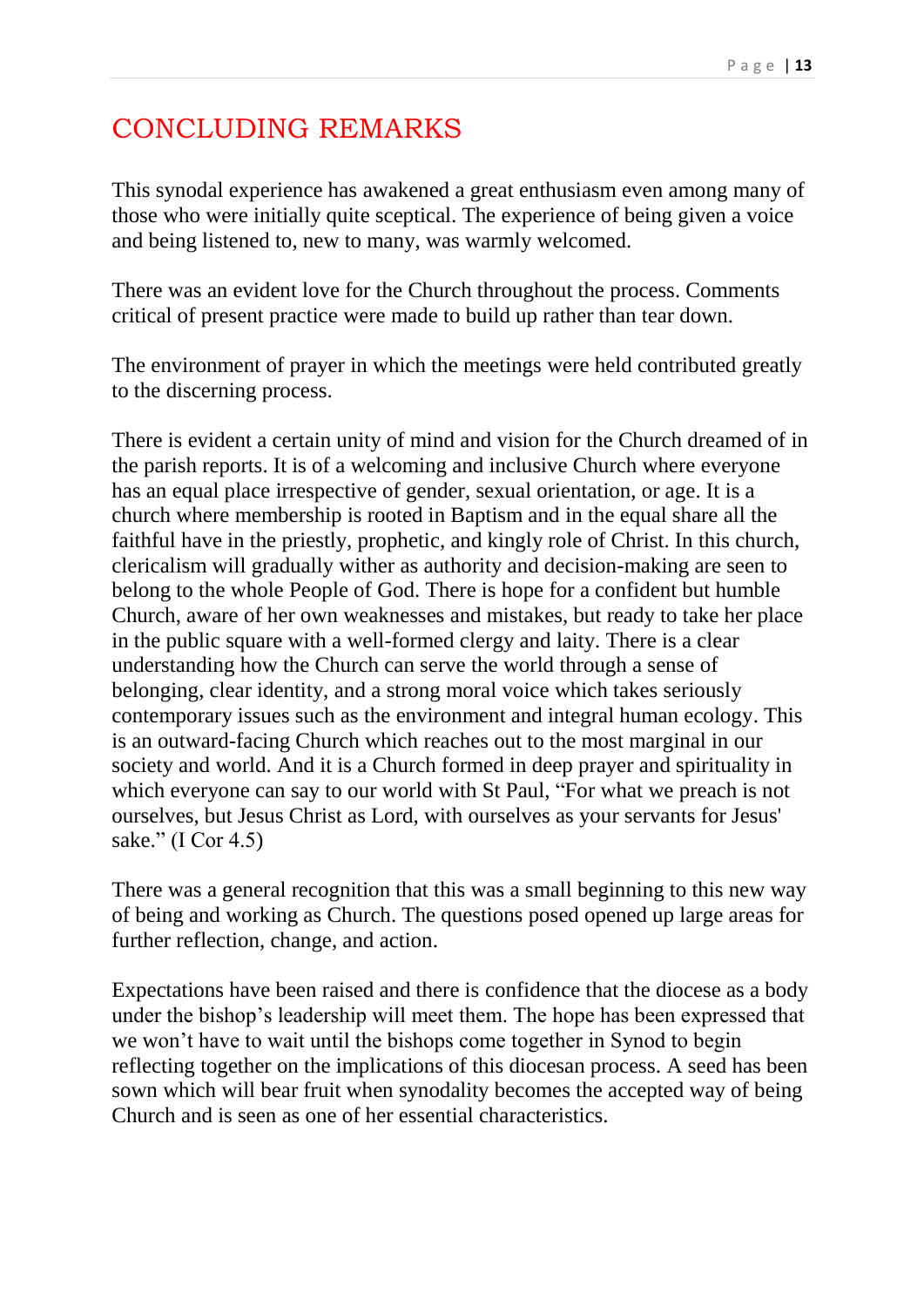# CONCLUDING REMARKS

This synodal experience has awakened a great enthusiasm even among many of those who were initially quite sceptical. The experience of being given a voice and being listened to, new to many, was warmly welcomed.

There was an evident love for the Church throughout the process. Comments critical of present practice were made to build up rather than tear down.

The environment of prayer in which the meetings were held contributed greatly to the discerning process.

There is evident a certain unity of mind and vision for the Church dreamed of in the parish reports. It is of a welcoming and inclusive Church where everyone has an equal place irrespective of gender, sexual orientation, or age. It is a church where membership is rooted in Baptism and in the equal share all the faithful have in the priestly, prophetic, and kingly role of Christ. In this church, clericalism will gradually wither as authority and decision-making are seen to belong to the whole People of God. There is hope for a confident but humble Church, aware of her own weaknesses and mistakes, but ready to take her place in the public square with a well-formed clergy and laity. There is a clear understanding how the Church can serve the world through a sense of belonging, clear identity, and a strong moral voice which takes seriously contemporary issues such as the environment and integral human ecology. This is an outward-facing Church which reaches out to the most marginal in our society and world. And it is a Church formed in deep prayer and spirituality in which everyone can say to our world with St Paul, "For what we preach is not ourselves, but Jesus Christ as Lord, with ourselves as your servants for Jesus' sake." (I Cor 4.5)

There was a general recognition that this was a small beginning to this new way of being and working as Church. The questions posed opened up large areas for further reflection, change, and action.

Expectations have been raised and there is confidence that the diocese as a body under the bishop's leadership will meet them. The hope has been expressed that we won't have to wait until the bishops come together in Synod to begin reflecting together on the implications of this diocesan process. A seed has been sown which will bear fruit when synodality becomes the accepted way of being Church and is seen as one of her essential characteristics.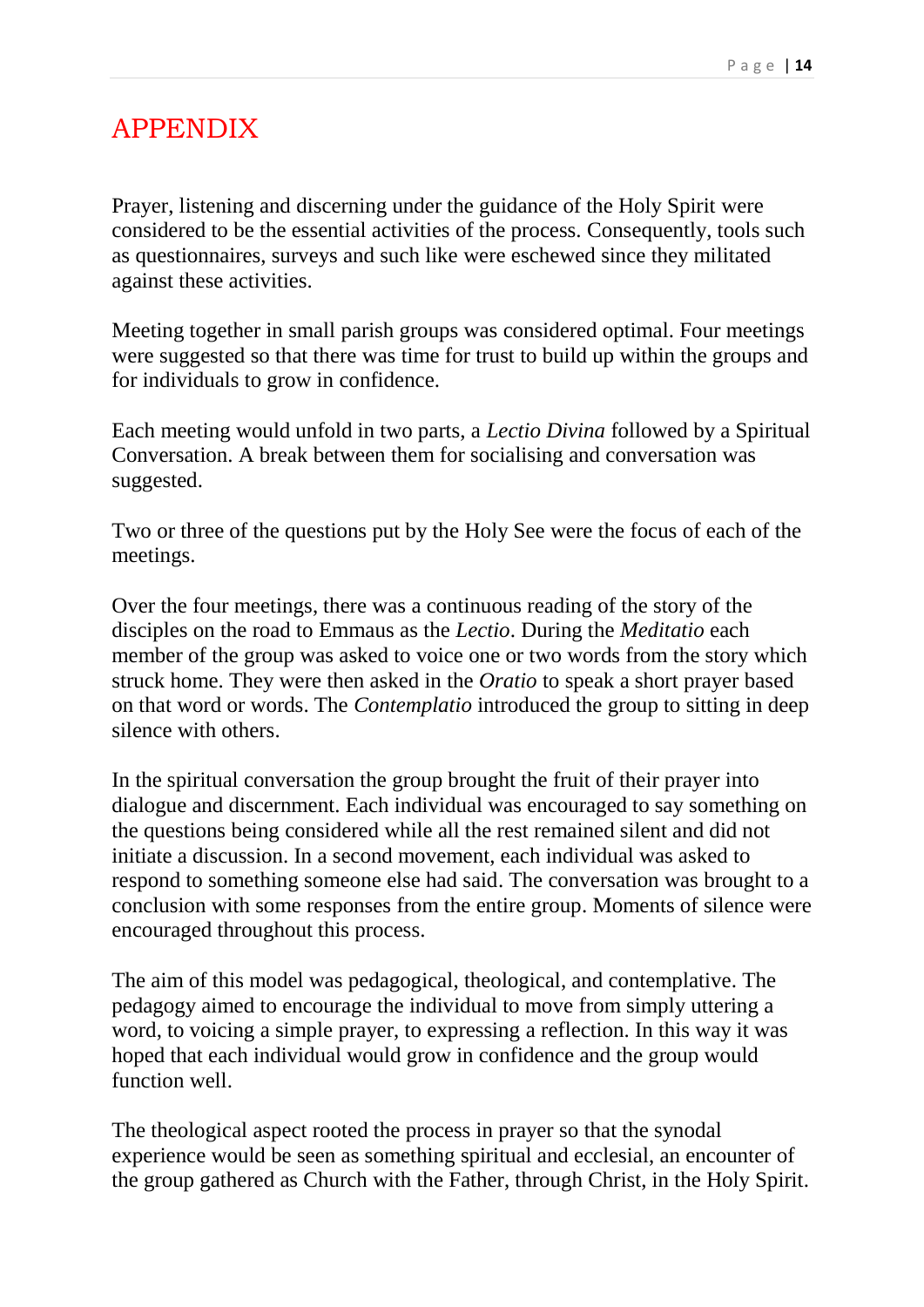# APPENDIX

Prayer, listening and discerning under the guidance of the Holy Spirit were considered to be the essential activities of the process. Consequently, tools such as questionnaires, surveys and such like were eschewed since they militated against these activities.

Meeting together in small parish groups was considered optimal. Four meetings were suggested so that there was time for trust to build up within the groups and for individuals to grow in confidence.

Each meeting would unfold in two parts, a *Lectio Divina* followed by a Spiritual Conversation. A break between them for socialising and conversation was suggested.

Two or three of the questions put by the Holy See were the focus of each of the meetings.

Over the four meetings, there was a continuous reading of the story of the disciples on the road to Emmaus as the *Lectio*. During the *Meditatio* each member of the group was asked to voice one or two words from the story which struck home. They were then asked in the *Oratio* to speak a short prayer based on that word or words. The *Contemplatio* introduced the group to sitting in deep silence with others.

In the spiritual conversation the group brought the fruit of their prayer into dialogue and discernment. Each individual was encouraged to say something on the questions being considered while all the rest remained silent and did not initiate a discussion. In a second movement, each individual was asked to respond to something someone else had said. The conversation was brought to a conclusion with some responses from the entire group. Moments of silence were encouraged throughout this process.

The aim of this model was pedagogical, theological, and contemplative. The pedagogy aimed to encourage the individual to move from simply uttering a word, to voicing a simple prayer, to expressing a reflection. In this way it was hoped that each individual would grow in confidence and the group would function well.

The theological aspect rooted the process in prayer so that the synodal experience would be seen as something spiritual and ecclesial, an encounter of the group gathered as Church with the Father, through Christ, in the Holy Spirit.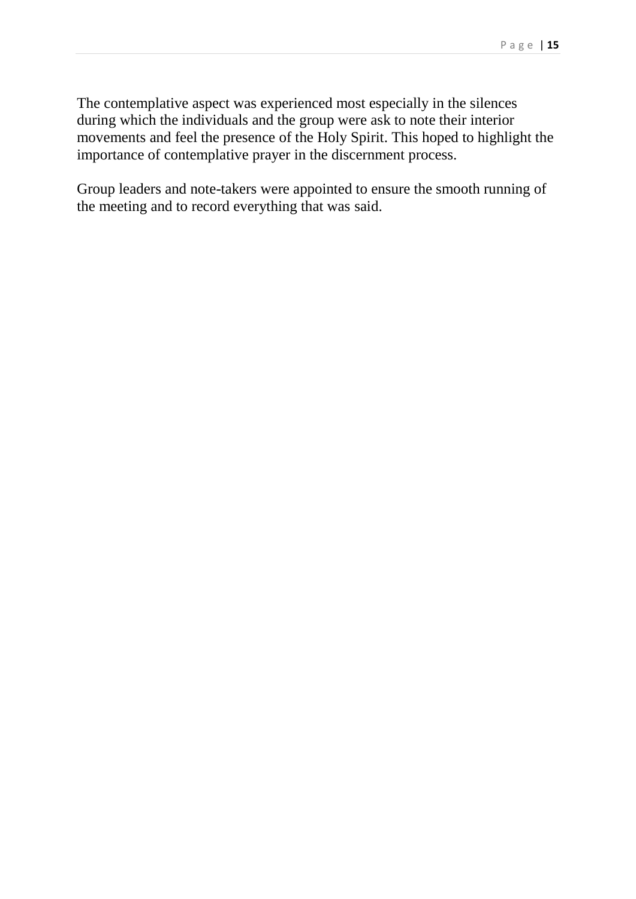The contemplative aspect was experienced most especially in the silences during which the individuals and the group were ask to note their interior movements and feel the presence of the Holy Spirit. This hoped to highlight the importance of contemplative prayer in the discernment process.

Group leaders and note-takers were appointed to ensure the smooth running of the meeting and to record everything that was said.